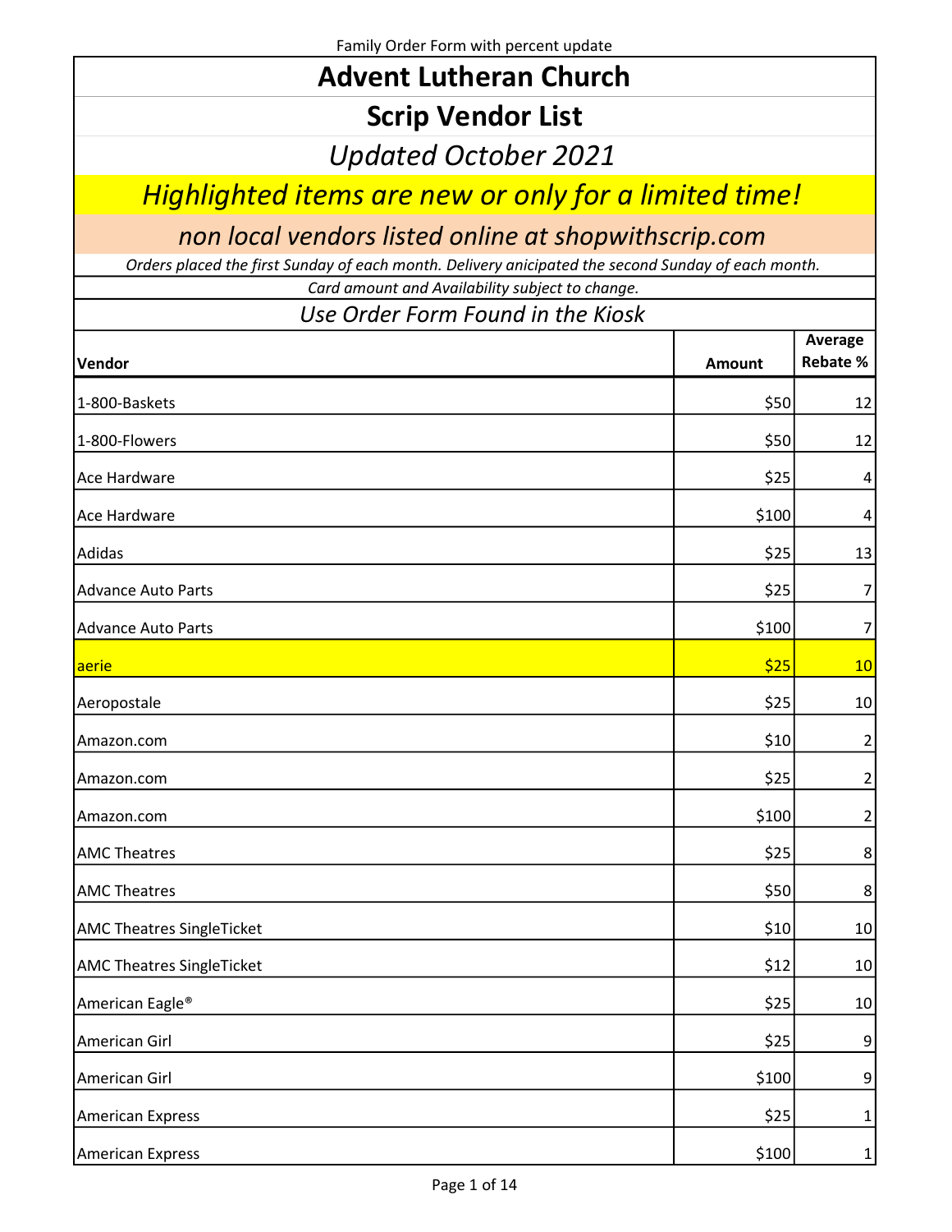Family Order Form with percent update

# Advent Lutheran Church

## Scrip Vendor List

*Updated October 2021*

*Highlighted items are new or only for a limited time!*

*non local vendors listed online at shopwithscrip.com*

*Orders placed the first Sunday of each month. Delivery anicipated the second Sunday of each month.*

*Card amount and Availability subject to change.*

*Use Order Form Found in the Kiosk*

| Vendor | Amount | Average Rebate % |
|---|---|---|
| 1-800-Baskets | $50 | 12 |
| 1-800-Flowers | $50 | 12 |
| Ace Hardware | $25 | 4 |
| Ace Hardware | $100 | 4 |
| Adidas | $25 | 13 |
| Advance Auto Parts | $25 | 7 |
| Advance Auto Parts | $100 | 7 |
| aerie | $25 | 10 |
| Aeropostale | $25 | 10 |
| Amazon.com | $10 | 2 |
| Amazon.com | $25 | 2 |
| Amazon.com | $100 | 2 |
| AMC Theatres | $25 | 8 |
| AMC Theatres | $50 | 8 |
| AMC Theatres SingleTicket | $10 | 10 |
| AMC Theatres SingleTicket | $12 | 10 |
| American Eagle® | $25 | 10 |
| American Girl | $25 | 9 |
| American Girl | $100 | 9 |
| American Express | $25 | 1 |
| American Express | $100 | 1 |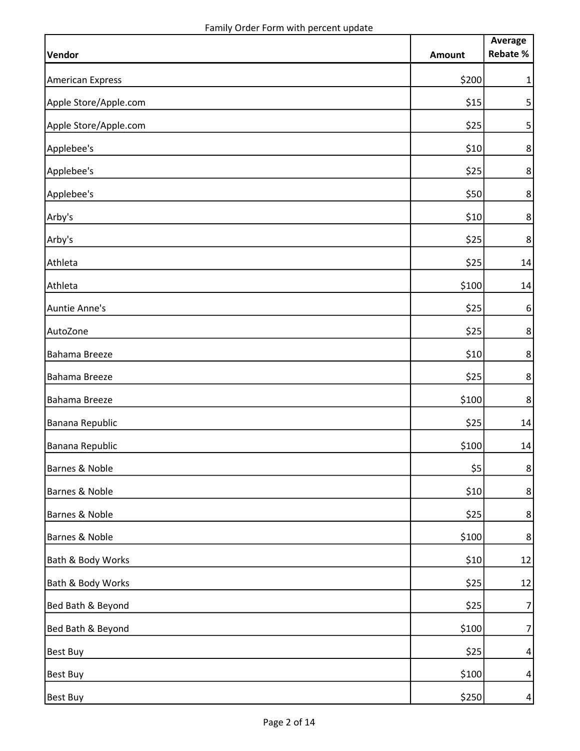Family Order Form with percent update

| Vendor | Amount | Average Rebate % |
|---|---|---|
| American Express | $200 | 1 |
| Apple Store/Apple.com | $15 | 5 |
| Apple Store/Apple.com | $25 | 5 |
| Applebee's | $10 | 8 |
| Applebee's | $25 | 8 |
| Applebee's | $50 | 8 |
| Arby's | $10 | 8 |
| Arby's | $25 | 8 |
| Athleta | $25 | 14 |
| Athleta | $100 | 14 |
| Auntie Anne's | $25 | 6 |
| AutoZone | $25 | 8 |
| Bahama Breeze | $10 | 8 |
| Bahama Breeze | $25 | 8 |
| Bahama Breeze | $100 | 8 |
| Banana Republic | $25 | 14 |
| Banana Republic | $100 | 14 |
| Barnes & Noble | $5 | 8 |
| Barnes & Noble | $10 | 8 |
| Barnes & Noble | $25 | 8 |
| Barnes & Noble | $100 | 8 |
| Bath & Body Works | $10 | 12 |
| Bath & Body Works | $25 | 12 |
| Bed Bath & Beyond | $25 | 7 |
| Bed Bath & Beyond | $100 | 7 |
| Best Buy | $25 | 4 |
| Best Buy | $100 | 4 |
| Best Buy | $250 | 4 |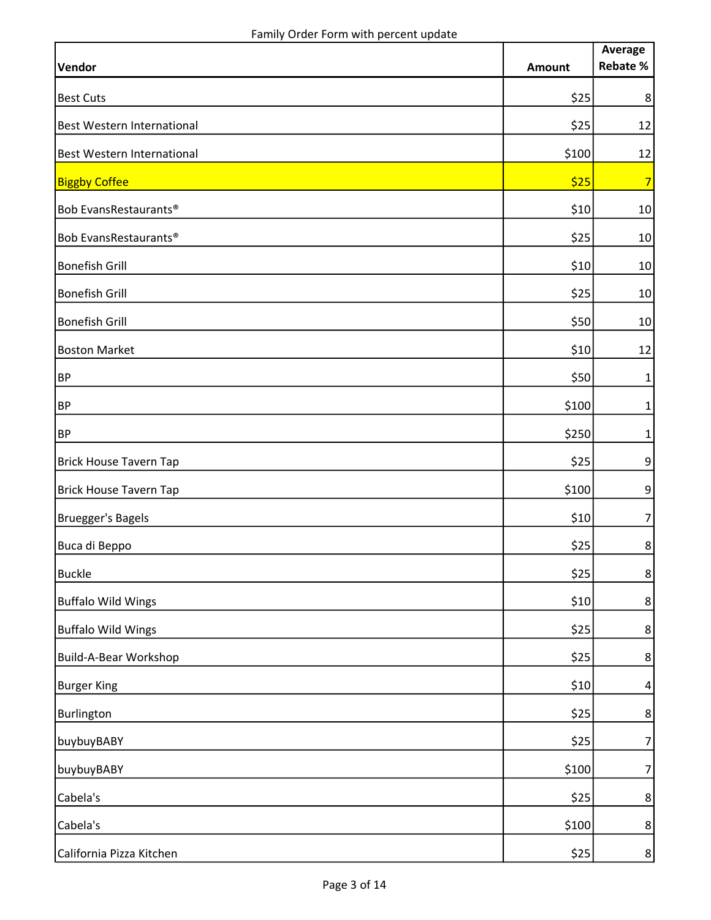Family Order Form with percent update

| Vendor | Amount | Average Rebate % |
|---|---|---|
| Best Cuts | $25 | 8 |
| Best Western International | $25 | 12 |
| Best Western International | $100 | 12 |
| Biggby Coffee | $25 | 7 |
| Bob EvansRestaurants® | $10 | 10 |
| Bob EvansRestaurants® | $25 | 10 |
| Bonefish Grill | $10 | 10 |
| Bonefish Grill | $25 | 10 |
| Bonefish Grill | $50 | 10 |
| Boston Market | $10 | 12 |
| BP | $50 | 1 |
| BP | $100 | 1 |
| BP | $250 | 1 |
| Brick House Tavern Tap | $25 | 9 |
| Brick House Tavern Tap | $100 | 9 |
| Bruegger's Bagels | $10 | 7 |
| Buca di Beppo | $25 | 8 |
| Buckle | $25 | 8 |
| Buffalo Wild Wings | $10 | 8 |
| Buffalo Wild Wings | $25 | 8 |
| Build-A-Bear Workshop | $25 | 8 |
| Burger King | $10 | 4 |
| Burlington | $25 | 8 |
| buybuyBABY | $25 | 7 |
| buybuyBABY | $100 | 7 |
| Cabela's | $25 | 8 |
| Cabela's | $100 | 8 |
| California Pizza Kitchen | $25 | 8 |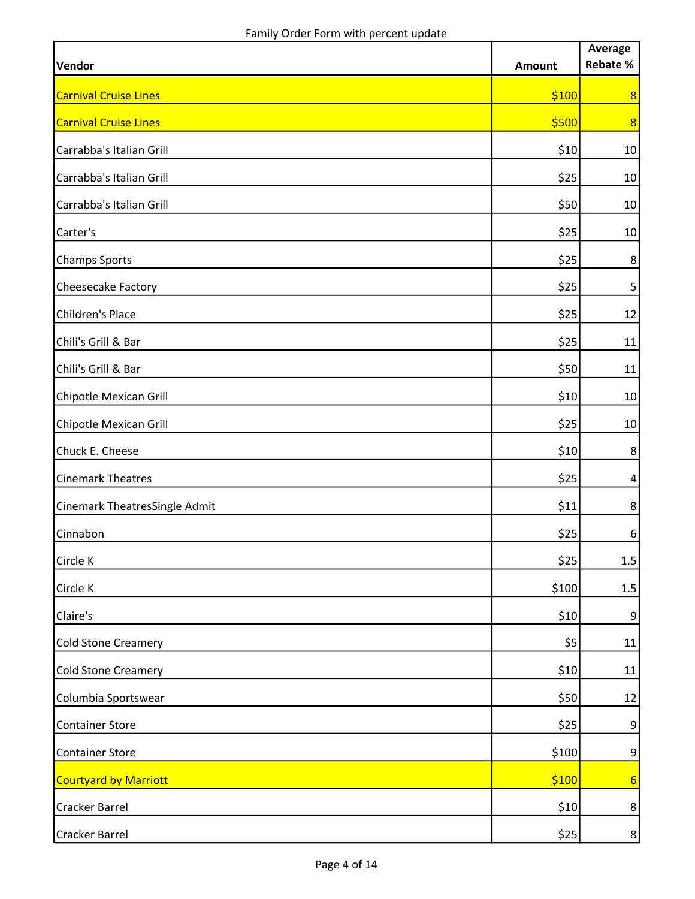Family Order Form with percent update

| Vendor | Amount | Average Rebate % |
|---|---|---|
| Carnival Cruise Lines | $100 | 8 |
| Carnival Cruise Lines | $500 | 8 |
| Carrabba's Italian Grill | $10 | 10 |
| Carrabba's Italian Grill | $25 | 10 |
| Carrabba's Italian Grill | $50 | 10 |
| Carter's | $25 | 10 |
| Champs Sports | $25 | 8 |
| Cheesecake Factory | $25 | 5 |
| Children's Place | $25 | 12 |
| Chili's Grill & Bar | $25 | 11 |
| Chili's Grill & Bar | $50 | 11 |
| Chipotle Mexican Grill | $10 | 10 |
| Chipotle Mexican Grill | $25 | 10 |
| Chuck E. Cheese | $10 | 8 |
| Cinemark Theatres | $25 | 4 |
| Cinemark TheatresSingle Admit | $11 | 8 |
| Cinnabon | $25 | 6 |
| Circle K | $25 | 1.5 |
| Circle K | $100 | 1.5 |
| Claire's | $10 | 9 |
| Cold Stone Creamery | $5 | 11 |
| Cold Stone Creamery | $10 | 11 |
| Columbia Sportswear | $50 | 12 |
| Container Store | $25 | 9 |
| Container Store | $100 | 9 |
| Courtyard by Marriott | $100 | 6 |
| Cracker Barrel | $10 | 8 |
| Cracker Barrel | $25 | 8 |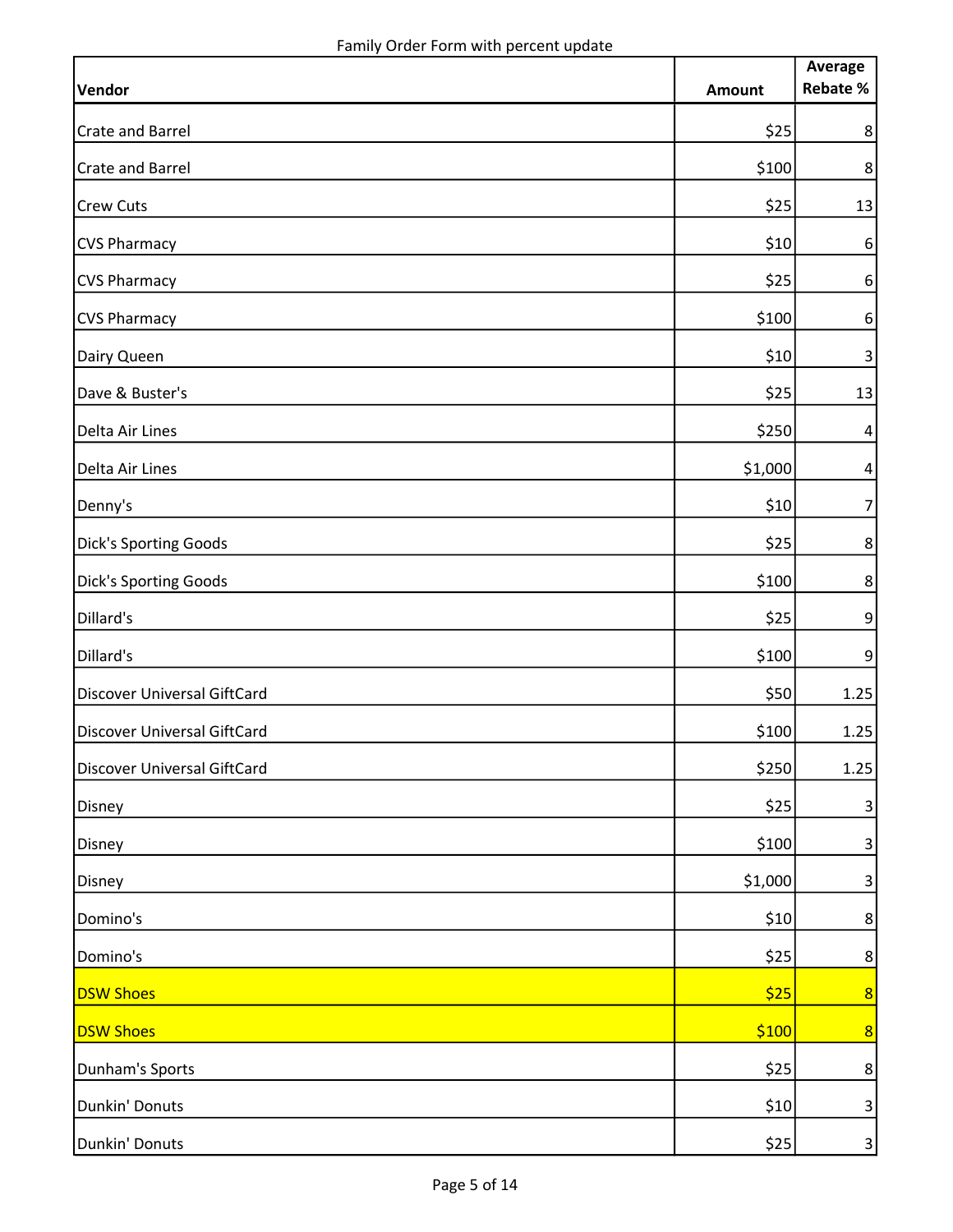Family Order Form with percent update

| Vendor | Amount | Average Rebate % |
|---|---|---|
| Crate and Barrel | $25 | 8 |
| Crate and Barrel | $100 | 8 |
| Crew Cuts | $25 | 13 |
| CVS Pharmacy | $10 | 6 |
| CVS Pharmacy | $25 | 6 |
| CVS Pharmacy | $100 | 6 |
| Dairy Queen | $10 | 3 |
| Dave & Buster's | $25 | 13 |
| Delta Air Lines | $250 | 4 |
| Delta Air Lines | $1,000 | 4 |
| Denny's | $10 | 7 |
| Dick's Sporting Goods | $25 | 8 |
| Dick's Sporting Goods | $100 | 8 |
| Dillard's | $25 | 9 |
| Dillard's | $100 | 9 |
| Discover Universal GiftCard | $50 | 1.25 |
| Discover Universal GiftCard | $100 | 1.25 |
| Discover Universal GiftCard | $250 | 1.25 |
| Disney | $25 | 3 |
| Disney | $100 | 3 |
| Disney | $1,000 | 3 |
| Domino's | $10 | 8 |
| Domino's | $25 | 8 |
| DSW Shoes | $25 | 8 |
| DSW Shoes | $100 | 8 |
| Dunham's Sports | $25 | 8 |
| Dunkin' Donuts | $10 | 3 |
| Dunkin' Donuts | $25 | 3 |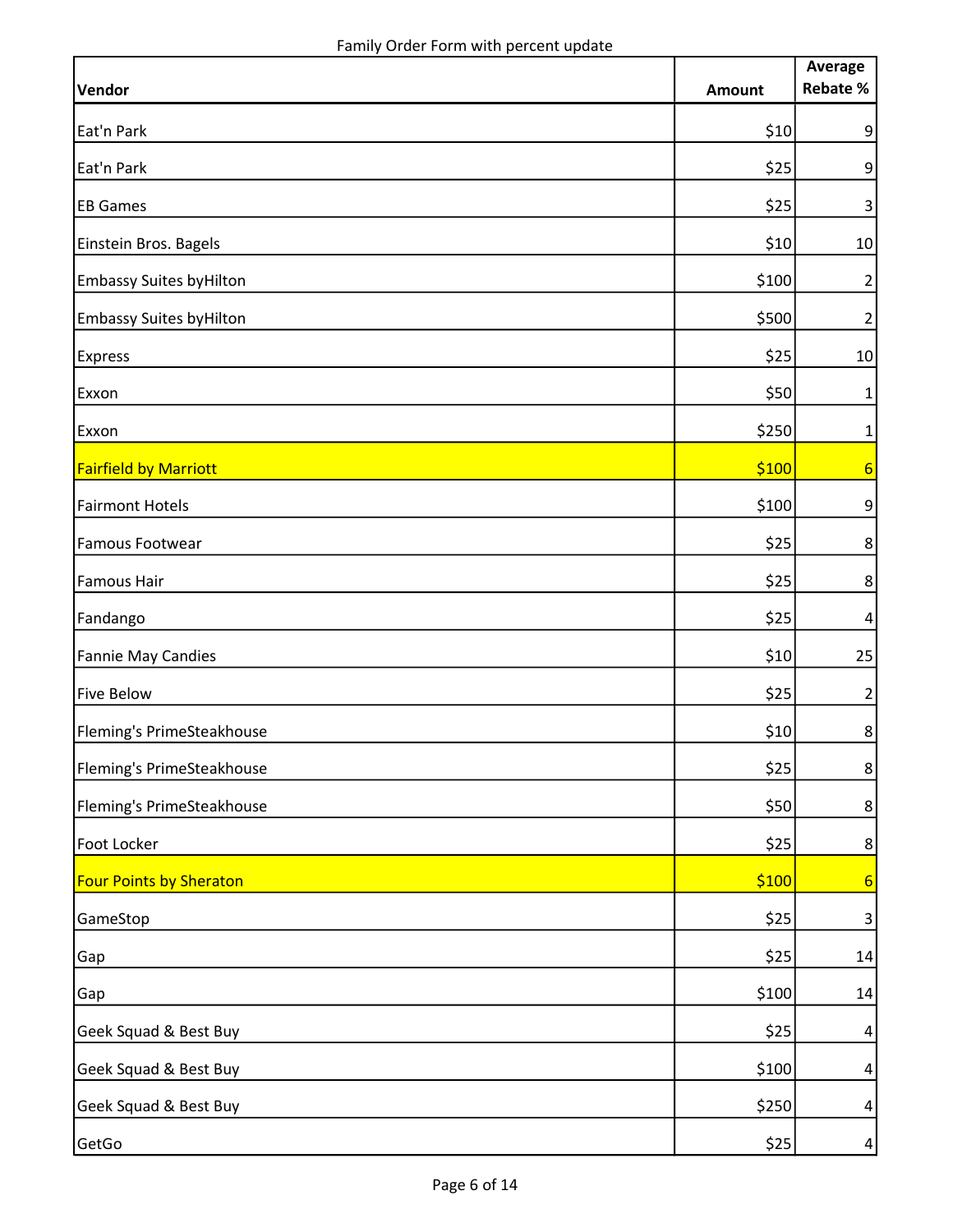Family Order Form with percent update

| Vendor | Amount | Average Rebate % |
|---|---|---|
| Eat'n Park | $10 | 9 |
| Eat'n Park | $25 | 9 |
| EB Games | $25 | 3 |
| Einstein Bros. Bagels | $10 | 10 |
| Embassy Suites byHilton | $100 | 2 |
| Embassy Suites byHilton | $500 | 2 |
| Express | $25 | 10 |
| Exxon | $50 | 1 |
| Exxon | $250 | 1 |
| Fairfield by Marriott | $100 | 6 |
| Fairmont Hotels | $100 | 9 |
| Famous Footwear | $25 | 8 |
| Famous Hair | $25 | 8 |
| Fandango | $25 | 4 |
| Fannie May Candies | $10 | 25 |
| Five Below | $25 | 2 |
| Fleming's PrimeSteakhouse | $10 | 8 |
| Fleming's PrimeSteakhouse | $25 | 8 |
| Fleming's PrimeSteakhouse | $50 | 8 |
| Foot Locker | $25 | 8 |
| Four Points by Sheraton | $100 | 6 |
| GameStop | $25 | 3 |
| Gap | $25 | 14 |
| Gap | $100 | 14 |
| Geek Squad & Best Buy | $25 | 4 |
| Geek Squad & Best Buy | $100 | 4 |
| Geek Squad & Best Buy | $250 | 4 |
| GetGo | $25 | 4 |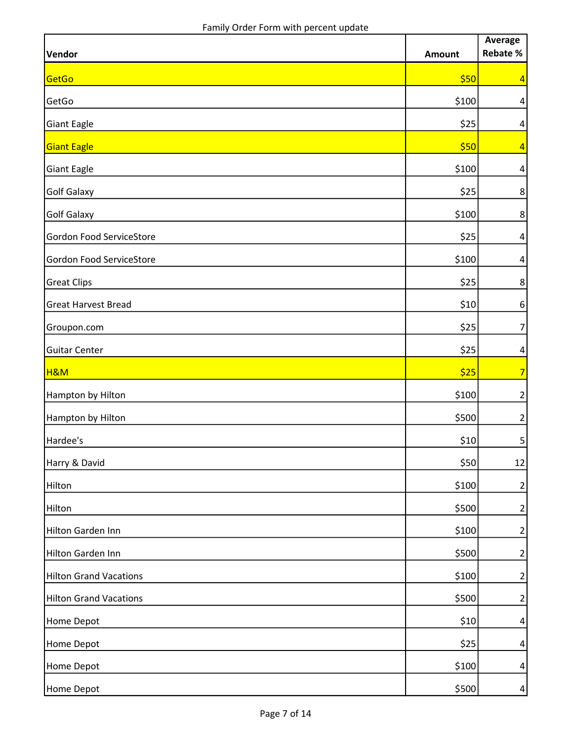Family Order Form with percent update

| Vendor | Amount | Average Rebate % |
|---|---|---|
| GetGo | $50 | 4 |
| GetGo | $100 | 4 |
| Giant Eagle | $25 | 4 |
| Giant Eagle | $50 | 4 |
| Giant Eagle | $100 | 4 |
| Golf Galaxy | $25 | 8 |
| Golf Galaxy | $100 | 8 |
| Gordon Food ServiceStore | $25 | 4 |
| Gordon Food ServiceStore | $100 | 4 |
| Great Clips | $25 | 8 |
| Great Harvest Bread | $10 | 6 |
| Groupon.com | $25 | 7 |
| Guitar Center | $25 | 4 |
| H&M | $25 | 7 |
| Hampton by Hilton | $100 | 2 |
| Hampton by Hilton | $500 | 2 |
| Hardee's | $10 | 5 |
| Harry & David | $50 | 12 |
| Hilton | $100 | 2 |
| Hilton | $500 | 2 |
| Hilton Garden Inn | $100 | 2 |
| Hilton Garden Inn | $500 | 2 |
| Hilton Grand Vacations | $100 | 2 |
| Hilton Grand Vacations | $500 | 2 |
| Home Depot | $10 | 4 |
| Home Depot | $25 | 4 |
| Home Depot | $100 | 4 |
| Home Depot | $500 | 4 |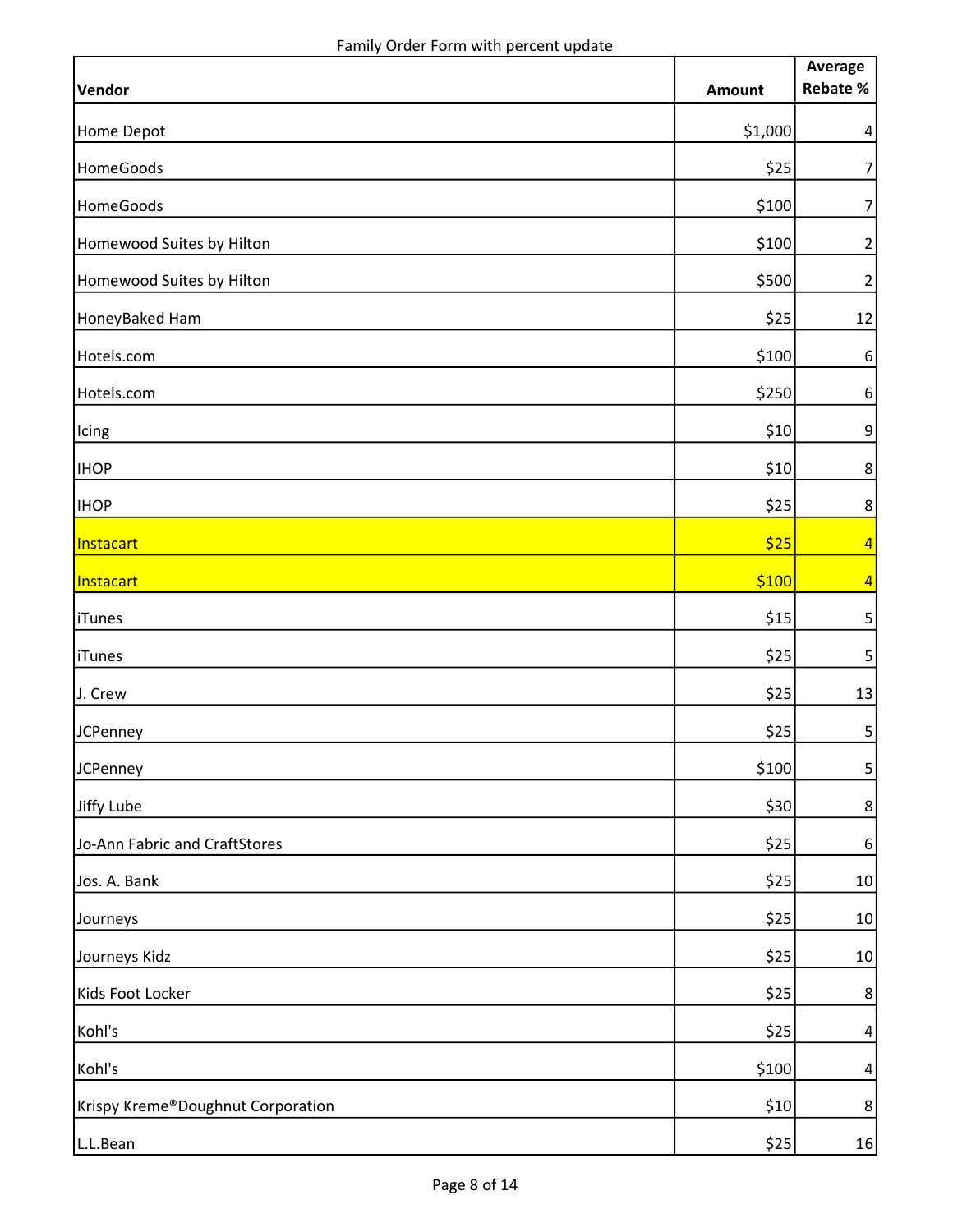Family Order Form with percent update

| Vendor | Amount | Average Rebate % |
|---|---|---|
| Home Depot | $1,000 | 4 |
| HomeGoods | $25 | 7 |
| HomeGoods | $100 | 7 |
| Homewood Suites by Hilton | $100 | 2 |
| Homewood Suites by Hilton | $500 | 2 |
| HoneyBaked Ham | $25 | 12 |
| Hotels.com | $100 | 6 |
| Hotels.com | $250 | 6 |
| Icing | $10 | 9 |
| IHOP | $10 | 8 |
| IHOP | $25 | 8 |
| Instacart | $25 | 4 |
| Instacart | $100 | 4 |
| iTunes | $15 | 5 |
| iTunes | $25 | 5 |
| J. Crew | $25 | 13 |
| JCPenney | $25 | 5 |
| JCPenney | $100 | 5 |
| Jiffy Lube | $30 | 8 |
| Jo-Ann Fabric and CraftStores | $25 | 6 |
| Jos. A. Bank | $25 | 10 |
| Journeys | $25 | 10 |
| Journeys Kidz | $25 | 10 |
| Kids Foot Locker | $25 | 8 |
| Kohl's | $25 | 4 |
| Kohl's | $100 | 4 |
| Krispy Kreme®Doughnut Corporation | $10 | 8 |
| L.L.Bean | $25 | 16 |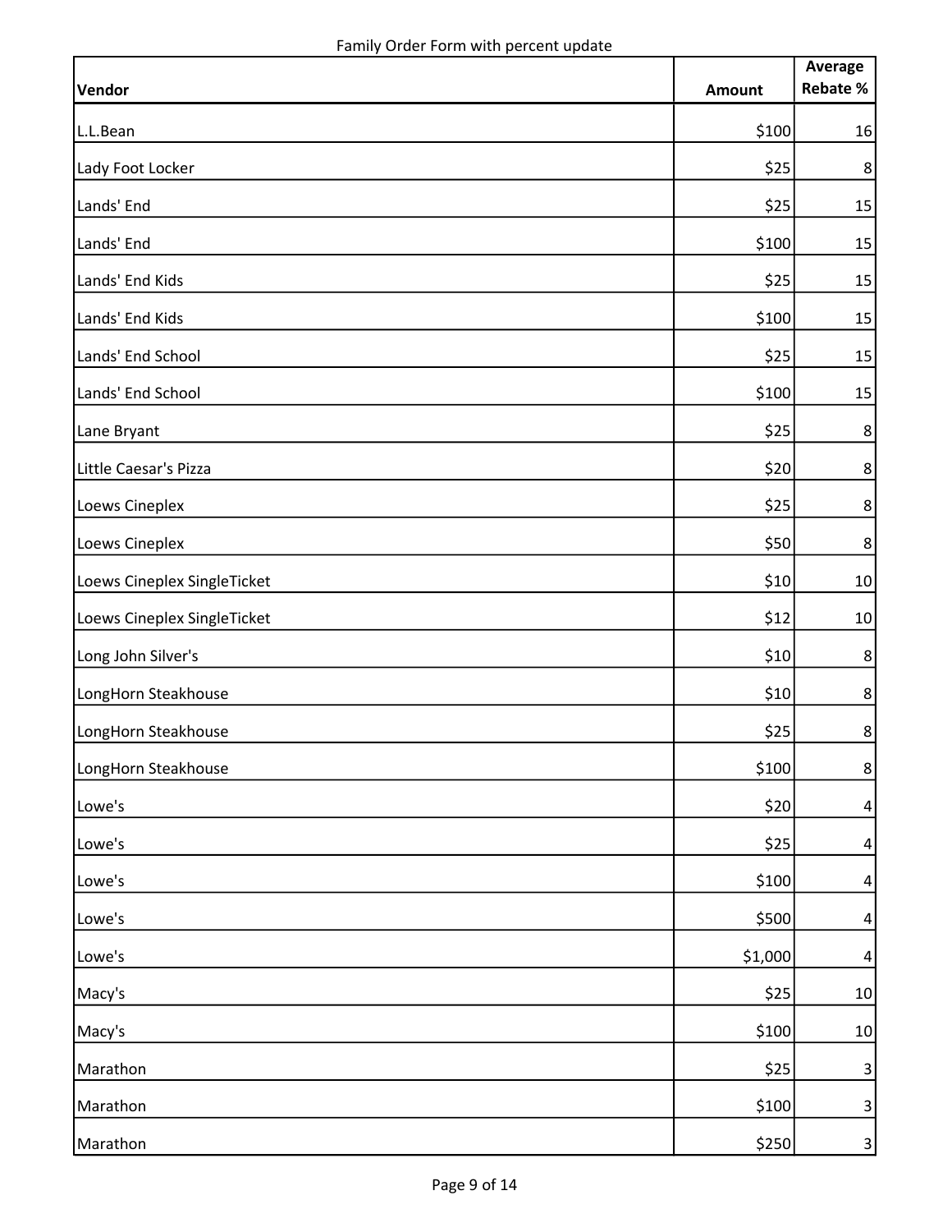Family Order Form with percent update

| Vendor | Amount | Average Rebate % |
|---|---|---|
| L.L.Bean | $100 | 16 |
| Lady Foot Locker | $25 | 8 |
| Lands' End | $25 | 15 |
| Lands' End | $100 | 15 |
| Lands' End Kids | $25 | 15 |
| Lands' End Kids | $100 | 15 |
| Lands' End School | $25 | 15 |
| Lands' End School | $100 | 15 |
| Lane Bryant | $25 | 8 |
| Little Caesar's Pizza | $20 | 8 |
| Loews Cineplex | $25 | 8 |
| Loews Cineplex | $50 | 8 |
| Loews Cineplex SingleTicket | $10 | 10 |
| Loews Cineplex SingleTicket | $12 | 10 |
| Long John Silver's | $10 | 8 |
| LongHorn Steakhouse | $10 | 8 |
| LongHorn Steakhouse | $25 | 8 |
| LongHorn Steakhouse | $100 | 8 |
| Lowe's | $20 | 4 |
| Lowe's | $25 | 4 |
| Lowe's | $100 | 4 |
| Lowe's | $500 | 4 |
| Lowe's | $1,000 | 4 |
| Macy's | $25 | 10 |
| Macy's | $100 | 10 |
| Marathon | $25 | 3 |
| Marathon | $100 | 3 |
| Marathon | $250 | 3 |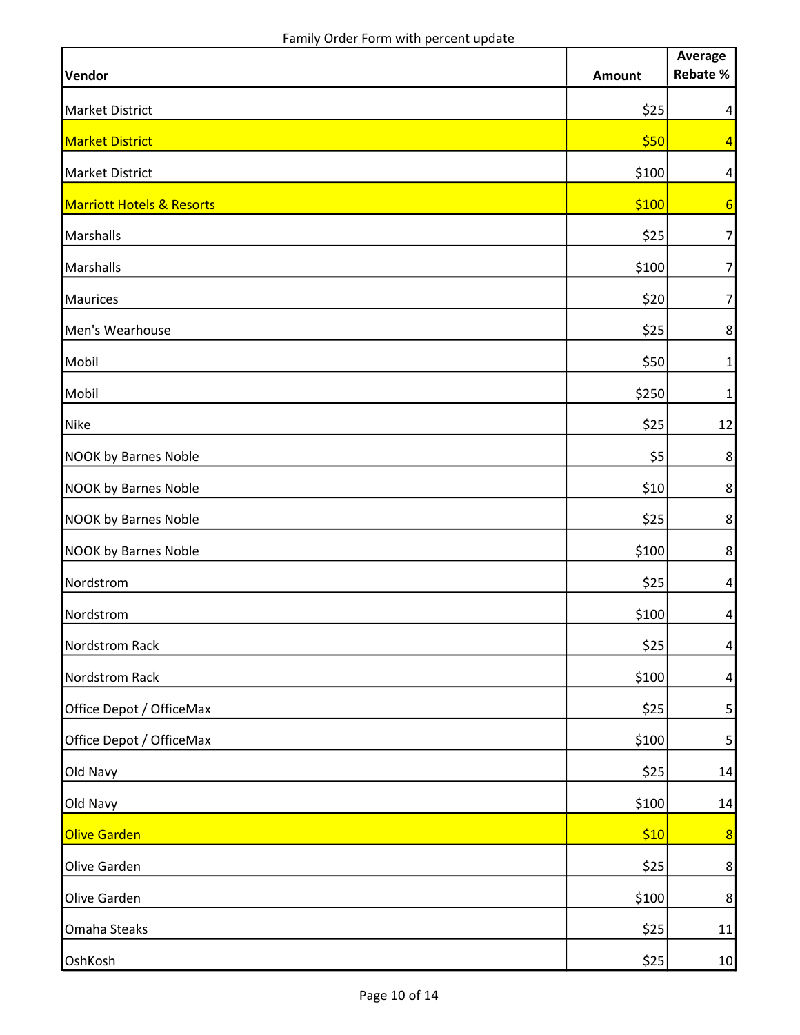Family Order Form with percent update

| Vendor | Amount | Average Rebate % |
|---|---|---|
| Market District | $25 | 4 |
| Market District | $50 | 4 |
| Market District | $100 | 4 |
| Marriott Hotels & Resorts | $100 | 6 |
| Marshalls | $25 | 7 |
| Marshalls | $100 | 7 |
| Maurices | $20 | 7 |
| Men's Wearhouse | $25 | 8 |
| Mobil | $50 | 1 |
| Mobil | $250 | 1 |
| Nike | $25 | 12 |
| NOOK by Barnes Noble | $5 | 8 |
| NOOK by Barnes Noble | $10 | 8 |
| NOOK by Barnes Noble | $25 | 8 |
| NOOK by Barnes Noble | $100 | 8 |
| Nordstrom | $25 | 4 |
| Nordstrom | $100 | 4 |
| Nordstrom Rack | $25 | 4 |
| Nordstrom Rack | $100 | 4 |
| Office Depot / OfficeMax | $25 | 5 |
| Office Depot / OfficeMax | $100 | 5 |
| Old Navy | $25 | 14 |
| Old Navy | $100 | 14 |
| Olive Garden | $10 | 8 |
| Olive Garden | $25 | 8 |
| Olive Garden | $100 | 8 |
| Omaha Steaks | $25 | 11 |
| OshKosh | $25 | 10 |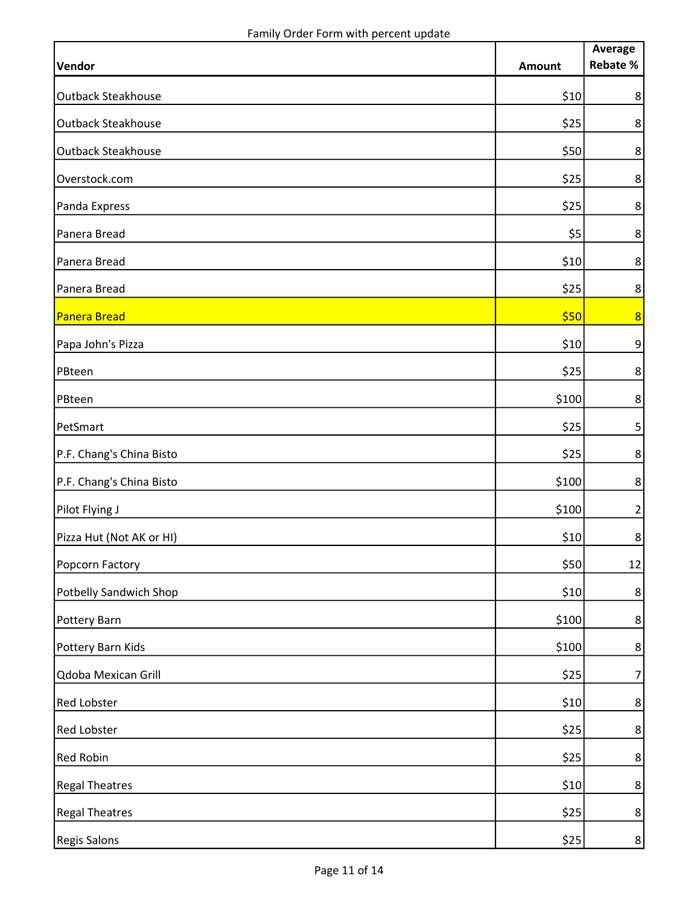Family Order Form with percent update

| Vendor | Amount | Average Rebate % |
|---|---|---|
| Outback Steakhouse | $10 | 8 |
| Outback Steakhouse | $25 | 8 |
| Outback Steakhouse | $50 | 8 |
| Overstock.com | $25 | 8 |
| Panda Express | $25 | 8 |
| Panera Bread | $5 | 8 |
| Panera Bread | $10 | 8 |
| Panera Bread | $25 | 8 |
| Panera Bread | $50 | 8 |
| Papa John's Pizza | $10 | 9 |
| PBteen | $25 | 8 |
| PBteen | $100 | 8 |
| PetSmart | $25 | 5 |
| P.F. Chang's China Bisto | $25 | 8 |
| P.F. Chang's China Bisto | $100 | 8 |
| Pilot Flying J | $100 | 2 |
| Pizza Hut (Not AK or HI) | $10 | 8 |
| Popcorn Factory | $50 | 12 |
| Potbelly Sandwich Shop | $10 | 8 |
| Pottery Barn | $100 | 8 |
| Pottery Barn Kids | $100 | 8 |
| Qdoba Mexican Grill | $25 | 7 |
| Red Lobster | $10 | 8 |
| Red Lobster | $25 | 8 |
| Red Robin | $25 | 8 |
| Regal Theatres | $10 | 8 |
| Regal Theatres | $25 | 8 |
| Regis Salons | $25 | 8 |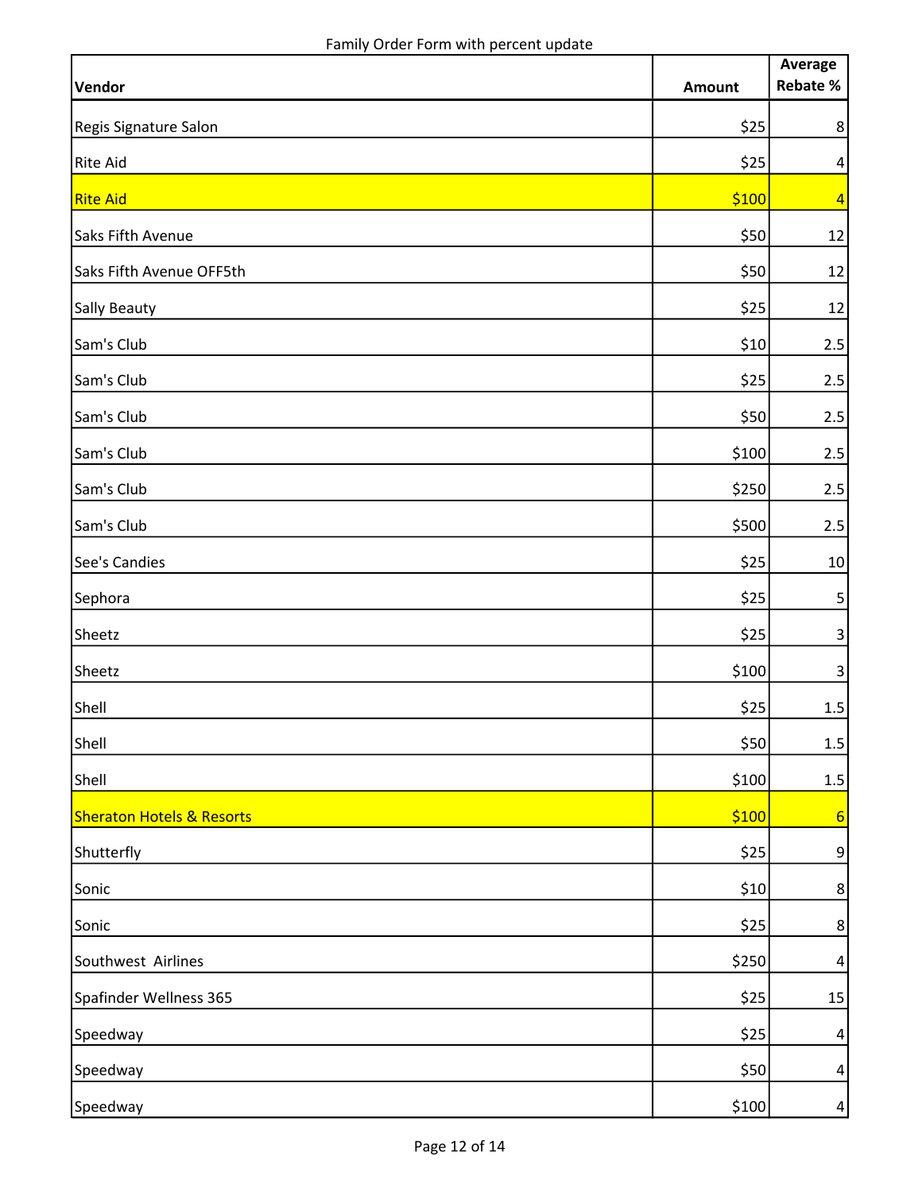Family Order Form with percent update

| Vendor | Amount | Average Rebate % |
|---|---|---|
| Regis Signature Salon | $25 | 8 |
| Rite Aid | $25 | 4 |
| Rite Aid | $100 | 4 |
| Saks Fifth Avenue | $50 | 12 |
| Saks Fifth Avenue OFF5th | $50 | 12 |
| Sally Beauty | $25 | 12 |
| Sam's Club | $10 | 2.5 |
| Sam's Club | $25 | 2.5 |
| Sam's Club | $50 | 2.5 |
| Sam's Club | $100 | 2.5 |
| Sam's Club | $250 | 2.5 |
| Sam's Club | $500 | 2.5 |
| See's Candies | $25 | 10 |
| Sephora | $25 | 5 |
| Sheetz | $25 | 3 |
| Sheetz | $100 | 3 |
| Shell | $25 | 1.5 |
| Shell | $50 | 1.5 |
| Shell | $100 | 1.5 |
| Sheraton Hotels & Resorts | $100 | 6 |
| Shutterfly | $25 | 9 |
| Sonic | $10 | 8 |
| Sonic | $25 | 8 |
| Southwest Airlines | $250 | 4 |
| Spafinder Wellness 365 | $25 | 15 |
| Speedway | $25 | 4 |
| Speedway | $50 | 4 |
| Speedway | $100 | 4 |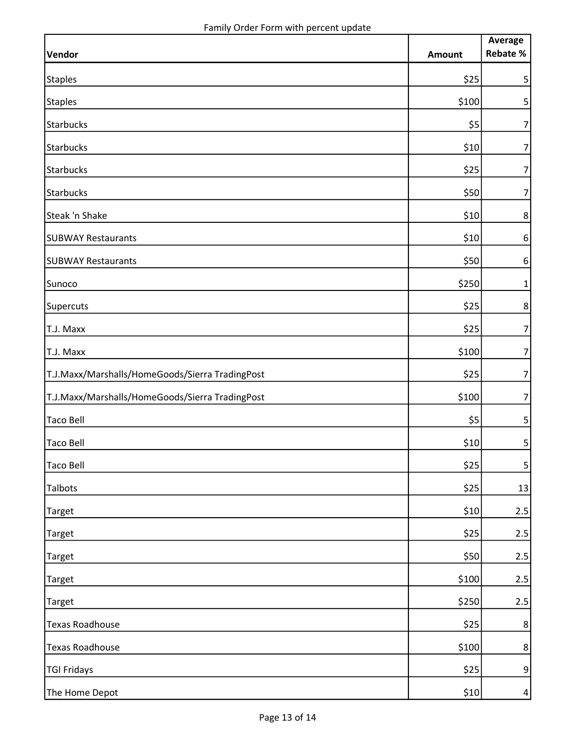Family Order Form with percent update

| Vendor | Amount | Average Rebate % |
| --- | --- | --- |
| Staples | $25 | 5 |
| Staples | $100 | 5 |
| Starbucks | $5 | 7 |
| Starbucks | $10 | 7 |
| Starbucks | $25 | 7 |
| Starbucks | $50 | 7 |
| Steak 'n Shake | $10 | 8 |
| SUBWAY Restaurants | $10 | 6 |
| SUBWAY Restaurants | $50 | 6 |
| Sunoco | $250 | 1 |
| Supercuts | $25 | 8 |
| T.J. Maxx | $25 | 7 |
| T.J. Maxx | $100 | 7 |
| T.J.Maxx/Marshalls/HomeGoods/Sierra TradingPost | $25 | 7 |
| T.J.Maxx/Marshalls/HomeGoods/Sierra TradingPost | $100 | 7 |
| Taco Bell | $5 | 5 |
| Taco Bell | $10 | 5 |
| Taco Bell | $25 | 5 |
| Talbots | $25 | 13 |
| Target | $10 | 2.5 |
| Target | $25 | 2.5 |
| Target | $50 | 2.5 |
| Target | $100 | 2.5 |
| Target | $250 | 2.5 |
| Texas Roadhouse | $25 | 8 |
| Texas Roadhouse | $100 | 8 |
| TGI Fridays | $25 | 9 |
| The Home Depot | $10 | 4 |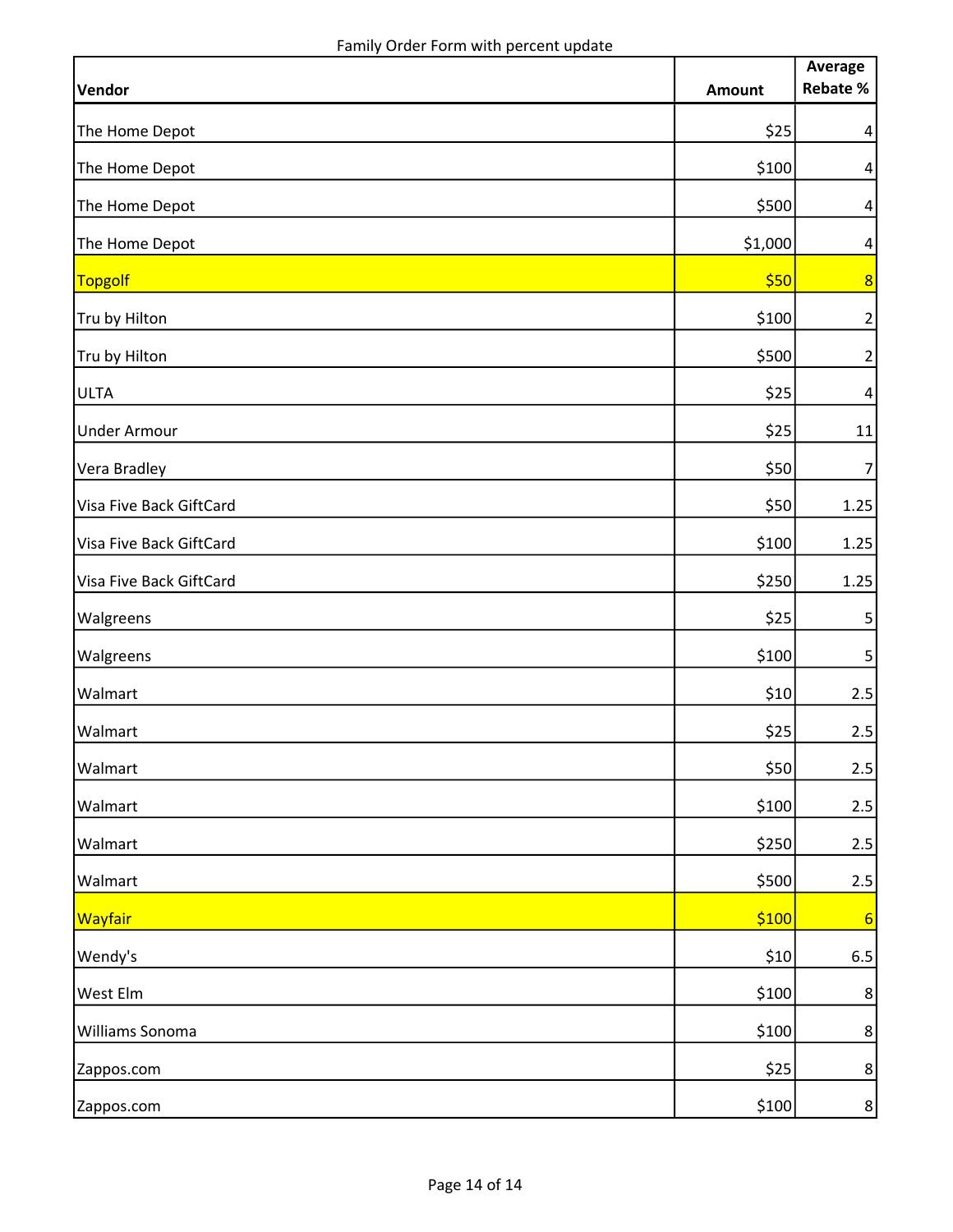Family Order Form with percent update

| Vendor | Amount | Average Rebate % |
|---|---|---|
| The Home Depot | $25 | 4 |
| The Home Depot | $100 | 4 |
| The Home Depot | $500 | 4 |
| The Home Depot | $1,000 | 4 |
| Topgolf | $50 | 8 |
| Tru by Hilton | $100 | 2 |
| Tru by Hilton | $500 | 2 |
| ULTA | $25 | 4 |
| Under Armour | $25 | 11 |
| Vera Bradley | $50 | 7 |
| Visa Five Back GiftCard | $50 | 1.25 |
| Visa Five Back GiftCard | $100 | 1.25 |
| Visa Five Back GiftCard | $250 | 1.25 |
| Walgreens | $25 | 5 |
| Walgreens | $100 | 5 |
| Walmart | $10 | 2.5 |
| Walmart | $25 | 2.5 |
| Walmart | $50 | 2.5 |
| Walmart | $100 | 2.5 |
| Walmart | $250 | 2.5 |
| Walmart | $500 | 2.5 |
| Wayfair | $100 | 6 |
| Wendy's | $10 | 6.5 |
| West Elm | $100 | 8 |
| Williams Sonoma | $100 | 8 |
| Zappos.com | $25 | 8 |
| Zappos.com | $100 | 8 |